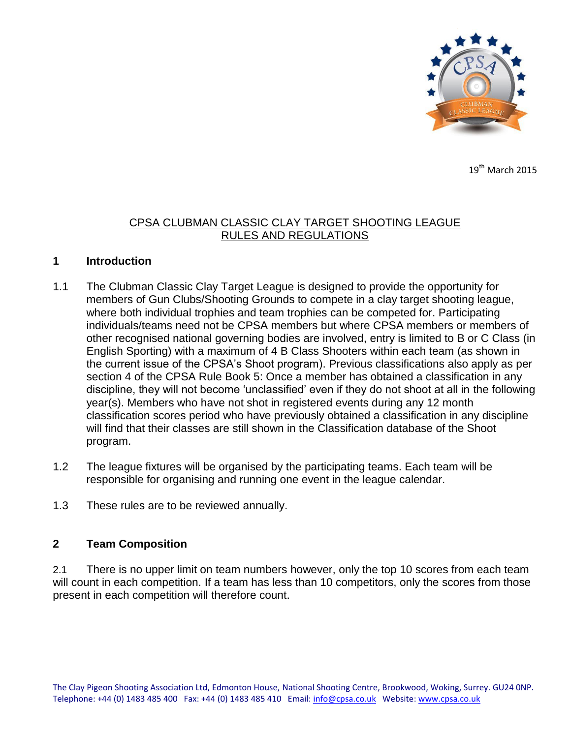19th March 2015

# CPSA CLUBMAN CLASSIC CLAY TARGET SHOOTING LEAGUE RULES AND REGULATIONS

## 1 Introduction

1.1 The Clubman Classic Clay Target League is designed to provide the opportunity for members of Gun Clubs/Shooting Grounds to compete in a clay target shooting league, where both individual trophies and team trophies can be competed for. Participating individuals/teams need not be CPSA members but where CPSA members or members of other recognised national governing bodies are involved, entry is limited to B or C Class (in English Sporting) with a maximum of 4 B Class Shooters within each team (as shown in the current issue of the CPSA's Shoot program). Previous classifications also apply as per section 4 of the CPSA Rule Book 5: Once a member has obtained a classification in any discipline, they will not become 'unclassified' even if they do not shoot at all in the following year(s). Members who have not shot in registered events during any 12 month classification scores period who have previously obtained a classification in any discipline will find that their classes are still shown in the Classification database of the Shoot program.

1.2 The league fixtures will be organised by the participating teams. Each team will be responsible for organising and running one event in the league calendar.

1.3 These rules are to be reviewed annually.

## 2 Team Composition

2.1 There is no upper limit on team numbers however, only the top 10 scores from each team will count in each competition. If a team has less than 10 competitors, only the scores from those present in each competition will therefore count.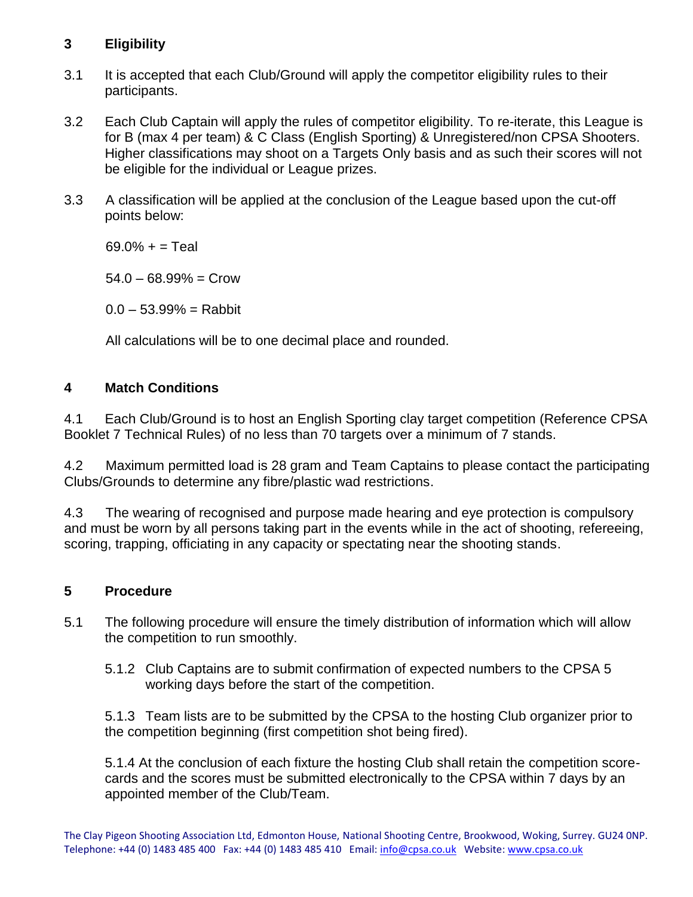## 3 Eligibility

3.1 It is accepted that each Club/Ground will apply the competitor eligibility rules to their participants.

3.2 Each Club Captain will apply the rules of competitor eligibility. To re-iterate, this League is for B (max 4 per team) & C Class (English Sporting) & Unregistered/non CPSA Shooters. Higher classifications may shoot on a Targets Only basis and as such their scores will not be eligible for the individual or League prizes.

3.3 A classification will be applied at the conclusion of the League based upon the cut-off points below:

69.0% + = Teal

54.0 – 68.99% = Crow

0.0 – 53.99% = Rabbit

All calculations will be to one decimal place and rounded.

## 4 Match Conditions

4.1 Each Club/Ground is to host an English Sporting clay target competition (Reference CPSA Booklet 7 Technical Rules) of no less than 70 targets over a minimum of 7 stands.

4.2 Maximum permitted load is 28 gram and Team Captains to please contact the participating Clubs/Grounds to determine any fibre/plastic wad restrictions.

4.3 The wearing of recognised and purpose made hearing and eye protection is compulsory and must be worn by all persons taking part in the events while in the act of shooting, refereeing, scoring, trapping, officiating in any capacity or spectating near the shooting stands.

## 5 Procedure

5.1 The following procedure will ensure the timely distribution of information which will allow the competition to run smoothly.

5.1.2 Club Captains are to submit confirmation of expected numbers to the CPSA 5 working days before the start of the competition.

5.1.3 Team lists are to be submitted by the CPSA to the hosting Club organizer prior to the competition beginning (first competition shot being fired).

5.1.4 At the conclusion of each fixture the hosting Club shall retain the competition score-cards and the scores must be submitted electronically to the CPSA within 7 days by an appointed member of the Club/Team.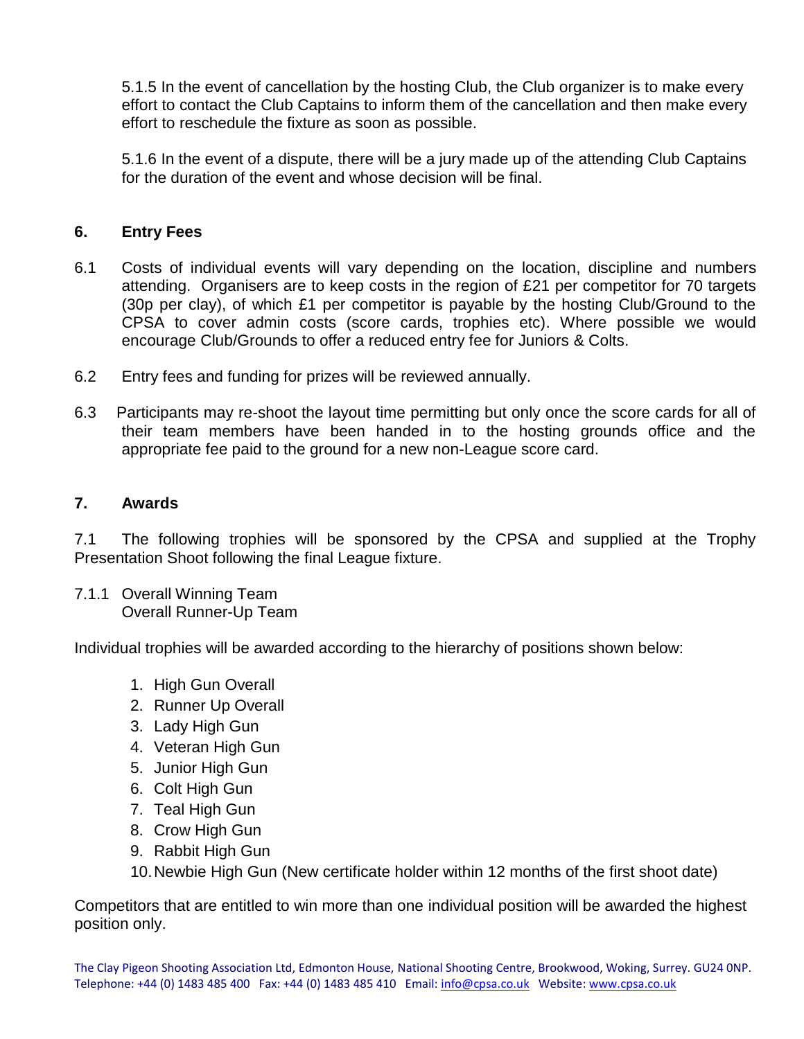5.1.5 In the event of cancellation by the hosting Club, the Club organizer is to make every effort to contact the Club Captains to inform them of the cancellation and then make every effort to reschedule the fixture as soon as possible.

5.1.6 In the event of a dispute, there will be a jury made up of the attending Club Captains for the duration of the event and whose decision will be final.

## 6. Entry Fees

6.1 Costs of individual events will vary depending on the location, discipline and numbers attending. Organisers are to keep costs in the region of £21 per competitor for 70 targets (30p per clay), of which £1 per competitor is payable by the hosting Club/Ground to the CPSA to cover admin costs (score cards, trophies etc). Where possible we would encourage Club/Grounds to offer a reduced entry fee for Juniors & Colts.

6.2 Entry fees and funding for prizes will be reviewed annually.

6.3 Participants may re-shoot the layout time permitting but only once the score cards for all of their team members have been handed in to the hosting grounds office and the appropriate fee paid to the ground for a new non-League score card.

## 7. Awards

7.1 The following trophies will be sponsored by the CPSA and supplied at the Trophy Presentation Shoot following the final League fixture.

7.1.1 Overall Winning Team
Overall Runner-Up Team

Individual trophies will be awarded according to the hierarchy of positions shown below:

1. High Gun Overall
2. Runner Up Overall
3. Lady High Gun
4. Veteran High Gun
5. Junior High Gun
6. Colt High Gun
7. Teal High Gun
8. Crow High Gun
9. Rabbit High Gun
10. Newbie High Gun (New certificate holder within 12 months of the first shoot date)

Competitors that are entitled to win more than one individual position will be awarded the highest position only.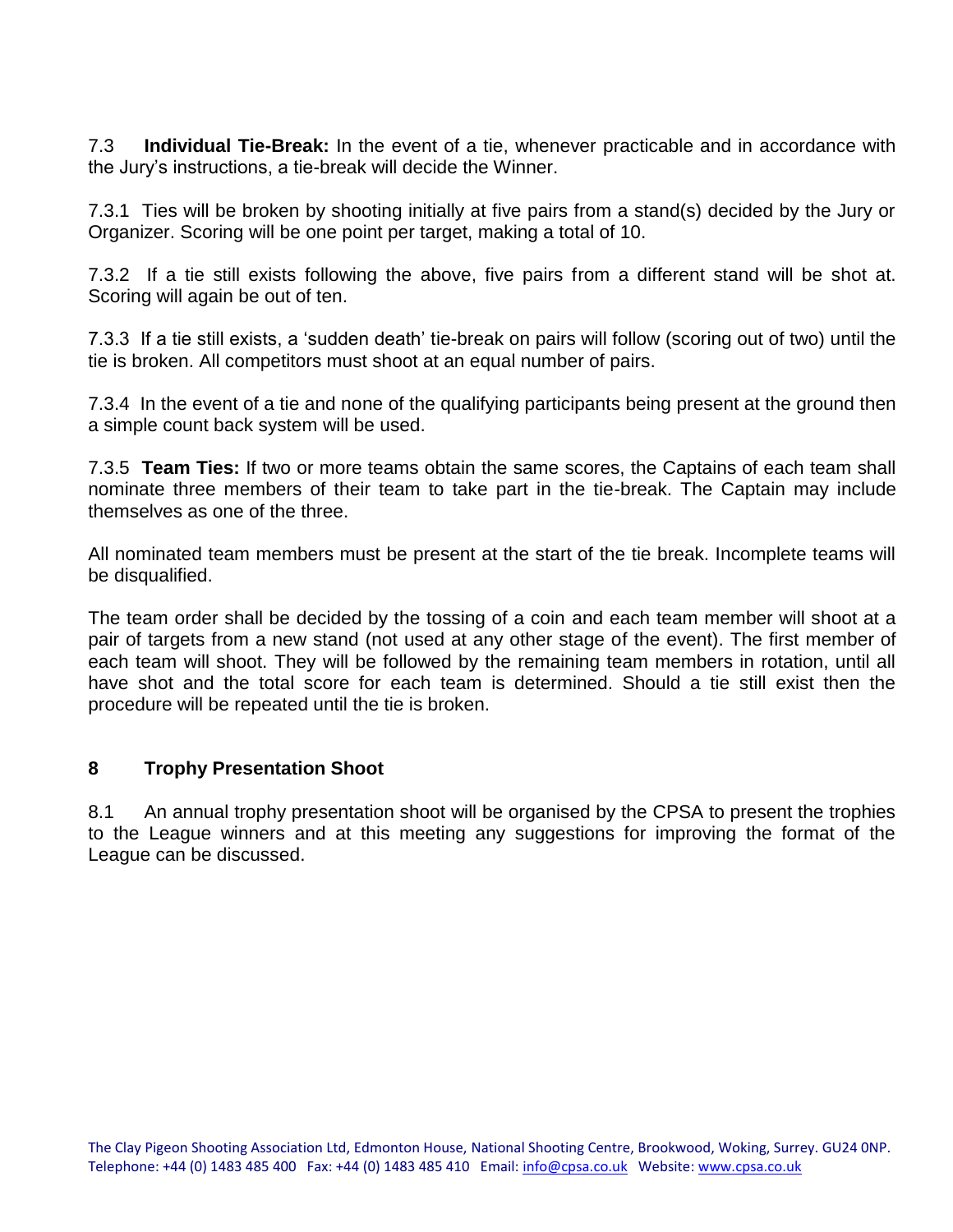7.3 **Individual Tie-Break:** In the event of a tie, whenever practicable and in accordance with the Jury's instructions, a tie-break will decide the Winner.

7.3.1 Ties will be broken by shooting initially at five pairs from a stand(s) decided by the Jury or Organizer. Scoring will be one point per target, making a total of 10.

7.3.2 If a tie still exists following the above, five pairs from a different stand will be shot at. Scoring will again be out of ten.

7.3.3 If a tie still exists, a 'sudden death' tie-break on pairs will follow (scoring out of two) until the tie is broken. All competitors must shoot at an equal number of pairs.

7.3.4 In the event of a tie and none of the qualifying participants being present at the ground then a simple count back system will be used.

7.3.5 **Team Ties:** If two or more teams obtain the same scores, the Captains of each team shall nominate three members of their team to take part in the tie-break. The Captain may include themselves as one of the three.

All nominated team members must be present at the start of the tie break. Incomplete teams will be disqualified.

The team order shall be decided by the tossing of a coin and each team member will shoot at a pair of targets from a new stand (not used at any other stage of the event). The first member of each team will shoot. They will be followed by the remaining team members in rotation, until all have shot and the total score for each team is determined. Should a tie still exist then the procedure will be repeated until the tie is broken.

## 8 Trophy Presentation Shoot

8.1 An annual trophy presentation shoot will be organised by the CPSA to present the trophies to the League winners and at this meeting any suggestions for improving the format of the League can be discussed.